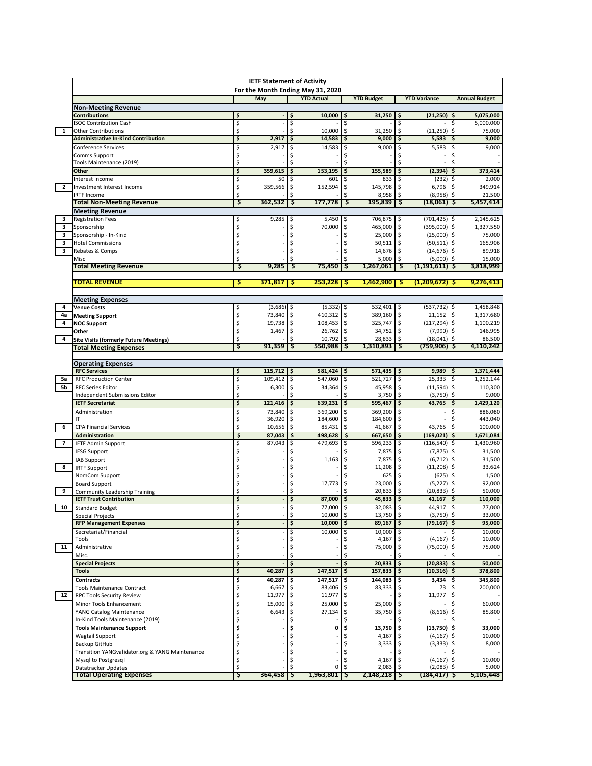# IETF Statement of Activity

## For the Month Ending May 31, 2020

| | | May | YTD Actual | YTD Budget | YTD Variance | Annual Budget |
|---|---|---|---|---|---|---|
| | **Non-Meeting Revenue** | | | | | |
| | **Contributions** | **$ -** | **$ 10,000** | **$ 31,250** | **$ (21,250)** | **$ 5,075,000** |
| | ISOC Contribution Cash | $ - | $ - | $ - | $ - | $ 5,000,000 |
| 1 | Other Contributions | $ - | $ 10,000 | $ 31,250 | $ (21,250) | $ 75,000 |
| | **Administrative In-Kind Contribution** | **$ 2,917** | **$ 14,583** | **$ 9,000** | **$ 5,583** | **$ 9,000** |
| | Conference Services | $ 2,917 | $ 14,583 | $ 9,000 | $ 5,583 | $ 9,000 |
| | Comms Support | $ - | $ - | $ - | $ - | $ - |
| | Tools Maintenance (2019) | $ - | $ - | $ - | $ - | $ - |
| | **Other** | **$ 359,615** | **$ 153,195** | **$ 155,589** | **$ (2,394)** | **$ 373,414** |
| | Interest Income | $ 50 | $ 601 | $ 833 | $ (232) | $ 2,000 |
| 2 | Investment Interest Income | $ 359,566 | $ 152,594 | $ 145,798 | $ 6,796 | $ 349,914 |
| | IRTF Income | $ - | $ - | $ 8,958 | $ (8,958) | $ 21,500 |
| | **Total Non-Meeting Revenue** | **$ 362,532** | **$ 177,778** | **$ 195,839** | **$ (18,061)** | **$ 5,457,414** |
| | **Meeting Revenue** | | | | | |
| 3 | Registration Fees | $ 9,285 | $ 5,450 | $ 706,875 | $ (701,425) | $ 2,145,625 |
| 3 | Sponsorship | $ - | $ 70,000 | $ 465,000 | $ (395,000) | $ 1,327,550 |
| 3 | Sponsorship - In-Kind | $ - | $ - | $ 25,000 | $ (25,000) | $ 75,000 |
| 3 | Hotel Commissions | $ - | $ - | $ 50,511 | $ (50,511) | $ 165,906 |
| 3 | Rebates & Comps | $ - | $ - | $ 14,676 | $ (14,676) | $ 89,918 |
| | Misc | $ - | $ - | $ 5,000 | $ (5,000) | $ 15,000 |
| | **Total Meeting Revenue** | **$ 9,285** | **$ 75,450** | **$ 1,267,061** | **$ (1,191,611)** | **$ 3,818,999** |
| | **TOTAL REVENUE** | **$ 371,817** | **$ 253,228** | **$ 1,462,900** | **$ (1,209,672)** | **$ 9,276,413** |
| | **Meeting Expenses** | | | | | |
| 4 | **Venue Costs** | $ (3,686) | $ (5,332) | $ 532,401 | $ (537,732) | $ 1,458,848 |
| 4a | **Meeting Support** | $ 73,840 | $ 410,312 | $ 389,160 | $ 21,152 | $ 1,317,680 |
| 4 | **NOC Support** | $ 19,738 | $ 108,453 | $ 325,747 | $ (217,294) | $ 1,100,219 |
| | **Other** | $ 1,467 | $ 26,762 | $ 34,752 | $ (7,990) | $ 146,995 |
| 4 | **Site Visits (formerly Future Meetings)** | $ - | $ 10,792 | $ 28,833 | $ (18,041) | $ 86,500 |
| | **Total Meeting Expenses** | **$ 91,359** | **$ 550,988** | **$ 1,310,893** | **$ (759,906)** | **$ 4,110,242** |
| | **Operating Expenses** | | | | | |
| | **RFC Services** | **$ 115,712** | **$ 581,424** | **$ 571,435** | **$ 9,989** | **$ 1,371,444** |
| 5a | RFC Production Center | $ 109,412 | $ 547,060 | $ 521,727 | $ 25,333 | $ 1,252,144 |
| 5b | RFC Series Editor | $ 6,300 | $ 34,364 | $ 45,958 | $ (11,594) | $ 110,300 |
| | Independent Submissions Editor | $ - | $ - | $ 3,750 | $ (3,750) | $ 9,000 |
| | **IETF Secretariat** | **$ 121,416** | **$ 639,231** | **$ 595,467** | **$ 43,765** | **$ 1,429,120** |
| | Administration | $ 73,840 | $ 369,200 | $ 369,200 | $ - | $ 886,080 |
| | IT | $ 36,920 | $ 184,600 | $ 184,600 | $ - | $ 443,040 |
| 6 | CPA Financial Services | $ 10,656 | $ 85,431 | $ 41,667 | $ 43,765 | $ 100,000 |
| | **Administration** | **$ 87,043** | **$ 498,628** | **$ 667,650** | **$ (169,021)** | **$ 1,671,084** |
| 7 | IETF Admin Support | $ 87,043 | $ 479,693 | $ 596,233 | $ (116,540) | $ 1,430,960 |
| | IESG Support | $ - | $ - | $ 7,875 | $ (7,875) | $ 31,500 |
| | IAB Support | $ - | $ 1,163 | $ 7,875 | $ (6,712) | $ 31,500 |
| 8 | IRTF Support | $ - | $ - | $ 11,208 | $ (11,208) | $ 33,624 |
| | NomCom Support | $ - | $ - | $ 625 | $ (625) | $ 1,500 |
| | Board Support | $ - | $ 17,773 | $ 23,000 | $ (5,227) | $ 92,000 |
| 9 | Community Leadership Training | $ - | $ - | $ 20,833 | $ (20,833) | $ 50,000 |
| | **IETF Trust Contribution** | **$ -** | **$ 87,000** | **$ 45,833** | **$ 41,167** | **$ 110,000** |
| 10 | Standard Budget | $ - | $ 77,000 | $ 32,083 | $ 44,917 | $ 77,000 |
| | Special Projects | $ - | $ 10,000 | $ 13,750 | $ (3,750) | $ 33,000 |
| | **RFP Management Expenses** | **$ -** | **$ 10,000** | **$ 89,167** | **$ (79,167)** | **$ 95,000** |
| | Secretariat/Financial | $ - | $ 10,000 | $ 10,000 | $ - | $ 10,000 |
| | Tools | $ - | $ - | $ 4,167 | $ (4,167) | $ 10,000 |
| 11 | Administrative | $ - | $ - | $ 75,000 | $ (75,000) | $ 75,000 |
| | Misc. | $ - | $ - | $ - | $ - | $ - |
| | **Special Projects** | **$ -** | **$ -** | **$ 20,833** | **$ (20,833)** | **$ 50,000** |
| | **Tools** | **$ 40,287** | **$ 147,517** | **$ 157,833** | **$ (10,316)** | **$ 378,800** |
| | **Contracts** | **$ 40,287** | **$ 147,517** | **$ 144,083** | **$ 3,434** | **$ 345,800** |
| | Tools Maintenance Contract | $ 6,667 | $ 83,406 | $ 83,333 | $ 73 | $ 200,000 |
| 12 | RPC Tools Security Review | $ 11,977 | $ 11,977 | $ - | $ 11,977 | $ - |
| | Minor Tools Enhancement | $ 15,000 | $ 25,000 | $ 25,000 | $ - | $ 60,000 |
| | YANG Catalog Maintenance | $ 6,643 | $ 27,134 | $ 35,750 | $ (8,616) | $ 85,800 |
| | In-Kind Tools Maintenance (2019) | $ - | $ - | $ - | $ - | $ - |
| | **Tools Maintenance Support** | **$ -** | **$ 0** | **$ 13,750** | **$ (13,750)** | **$ 33,000** |
| | Wagtail Support | $ - | $ - | $ 4,167 | $ (4,167) | $ 10,000 |
| | Backup GitHub | $ - | $ - | $ 3,333 | $ (3,333) | $ 8,000 |
| | Transition YANGvalidator.org & YANG Maintenance | $ - | $ - | $ - | $ - | $ - |
| | Mysql to Postgresql | $ - | $ - | $ 4,167 | $ (4,167) | $ 10,000 |
| | Datatracker Updates | $ - | $ 0 | $ 2,083 | $ (2,083) | $ 5,000 |
| | **Total Operating Expenses** | **$ 364,458** | **$ 1,963,801** | **$ 2,148,218** | **$ (184,417)** | **$ 5,105,448** |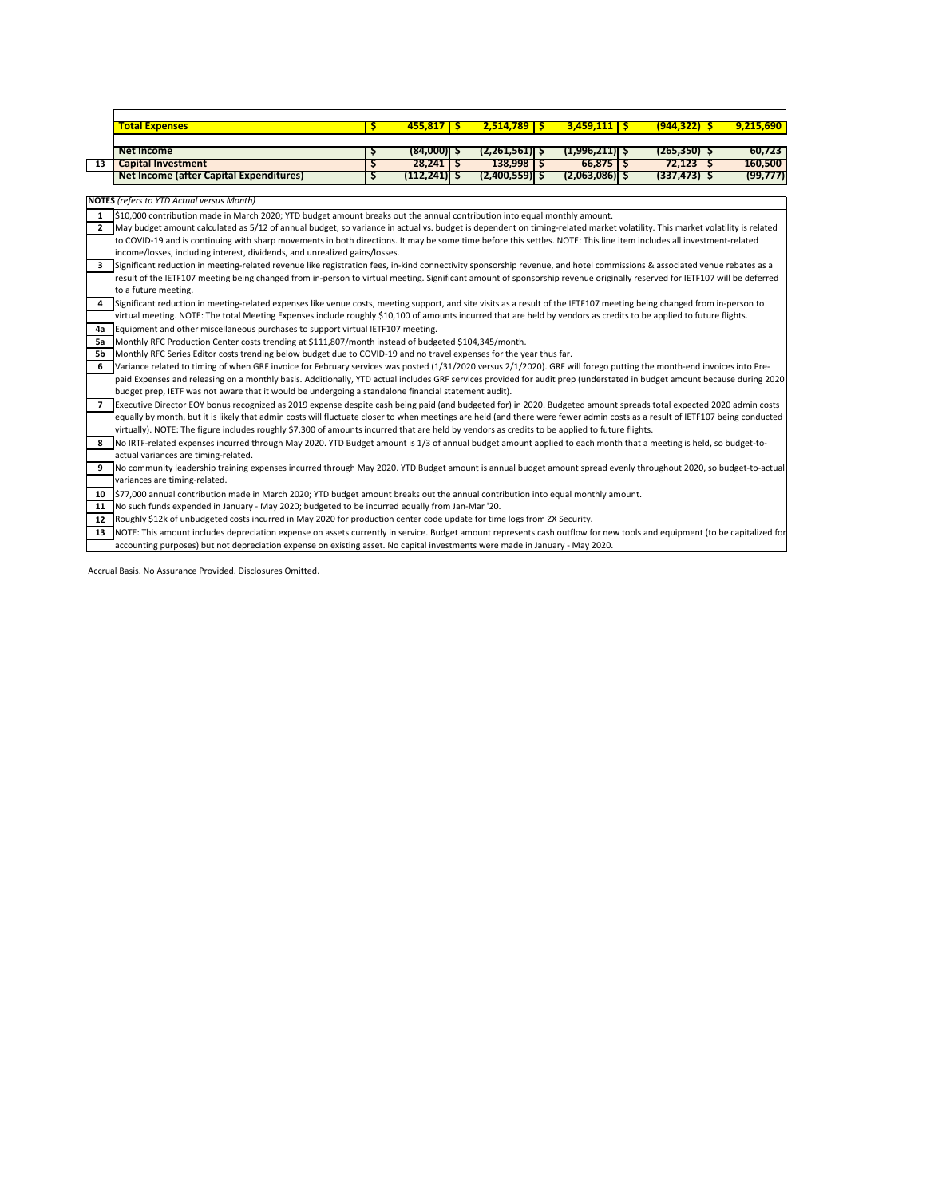| | | | | | | |
|---|---|---|---|---|---|---|
| | **Total Expenses** | $ 455,817 | $ 2,514,789 | $ 3,459,111 | $ (944,322) | $ 9,215,690 |
| | | | | | | |
| | **Net Income** | $ (84,000) | $ (2,261,561) | $ (1,996,211) | $ (265,350) | $ 60,723 |
| 13 | **Capital Investment** | $ 28,241 | $ 138,998 | $ 66,875 | $ 72,123 | $ 160,500 |
| | **Net Income (after Capital Expenditures)** | $ (112,241) | $ (2,400,559) | $ (2,063,086) | $ (337,473) | $ (99,777) |

**NOTES** *(refers to YTD Actual versus Month)*

| | |
|---|---|
| 1 | $10,000 contribution made in March 2020; YTD budget amount breaks out the annual contribution into equal monthly amount. |
| 2 | May budget amount calculated as 5/12 of annual budget, so variance in actual vs. budget is dependent on timing-related market volatility. This market volatility is related to COVID-19 and is continuing with sharp movements in both directions. It may be some time before this settles. NOTE: This line item includes all investment-related income/losses, including interest, dividends, and unrealized gains/losses. |
| 3 | Significant reduction in meeting-related revenue like registration fees, in-kind connectivity sponsorship revenue, and hotel commissions & associated venue rebates as a result of the IETF107 meeting being changed from in-person to virtual meeting. Significant amount of sponsorship revenue originally reserved for IETF107 will be deferred to a future meeting. |
| 4 | Significant reduction in meeting-related expenses like venue costs, meeting support, and site visits as a result of the IETF107 meeting being changed from in-person to virtual meeting. NOTE: The total Meeting Expenses include roughly $10,100 of amounts incurred that are held by vendors as credits to be applied to future flights. |
| 4a | Equipment and other miscellaneous purchases to support virtual IETF107 meeting. |
| 5a | Monthly RFC Production Center costs trending at $111,807/month instead of budgeted $104,345/month. |
| 5b | Monthly RFC Series Editor costs trending below budget due to COVID-19 and no travel expenses for the year thus far. |
| 6 | Variance related to timing of when GRF invoice for February services was posted (1/31/2020 versus 2/1/2020). GRF will forego putting the month-end invoices into Pre-paid Expenses and releasing on a monthly basis. Additionally, YTD actual includes GRF services provided for audit prep (understated in budget amount because during 2020 budget prep, IETF was not aware that it would be undergoing a standalone financial statement audit). |
| 7 | Executive Director EOY bonus recognized as 2019 expense despite cash being paid (and budgeted for) in 2020. Budgeted amount spreads total expected 2020 admin costs equally by month, but it is likely that admin costs will fluctuate closer to when meetings are held (and there were fewer admin costs as a result of IETF107 being conducted virtually). NOTE: The figure includes roughly $7,300 of amounts incurred that are held by vendors as credits to be applied to future flights. |
| 8 | No IRTF-related expenses incurred through May 2020. YTD Budget amount is 1/3 of annual budget amount applied to each month that a meeting is held, so budget-to-actual variances are timing-related. |
| 9 | No community leadership training expenses incurred through May 2020. YTD Budget amount is annual budget amount spread evenly throughout 2020, so budget-to-actual variances are timing-related. |
| 10 | $77,000 annual contribution made in March 2020; YTD budget amount breaks out the annual contribution into equal monthly amount. |
| 11 | No such funds expended in January - May 2020; budgeted to be incurred equally from Jan-Mar '20. |
| 12 | Roughly $12k of unbudgeted costs incurred in May 2020 for production center code update for time logs from ZX Security. |
| 13 | NOTE: This amount includes depreciation expense on assets currently in service. Budget amount represents cash outflow for new tools and equipment (to be capitalized for accounting purposes) but not depreciation expense on existing asset. No capital investments were made in January - May 2020. |

Accrual Basis. No Assurance Provided. Disclosures Omitted.